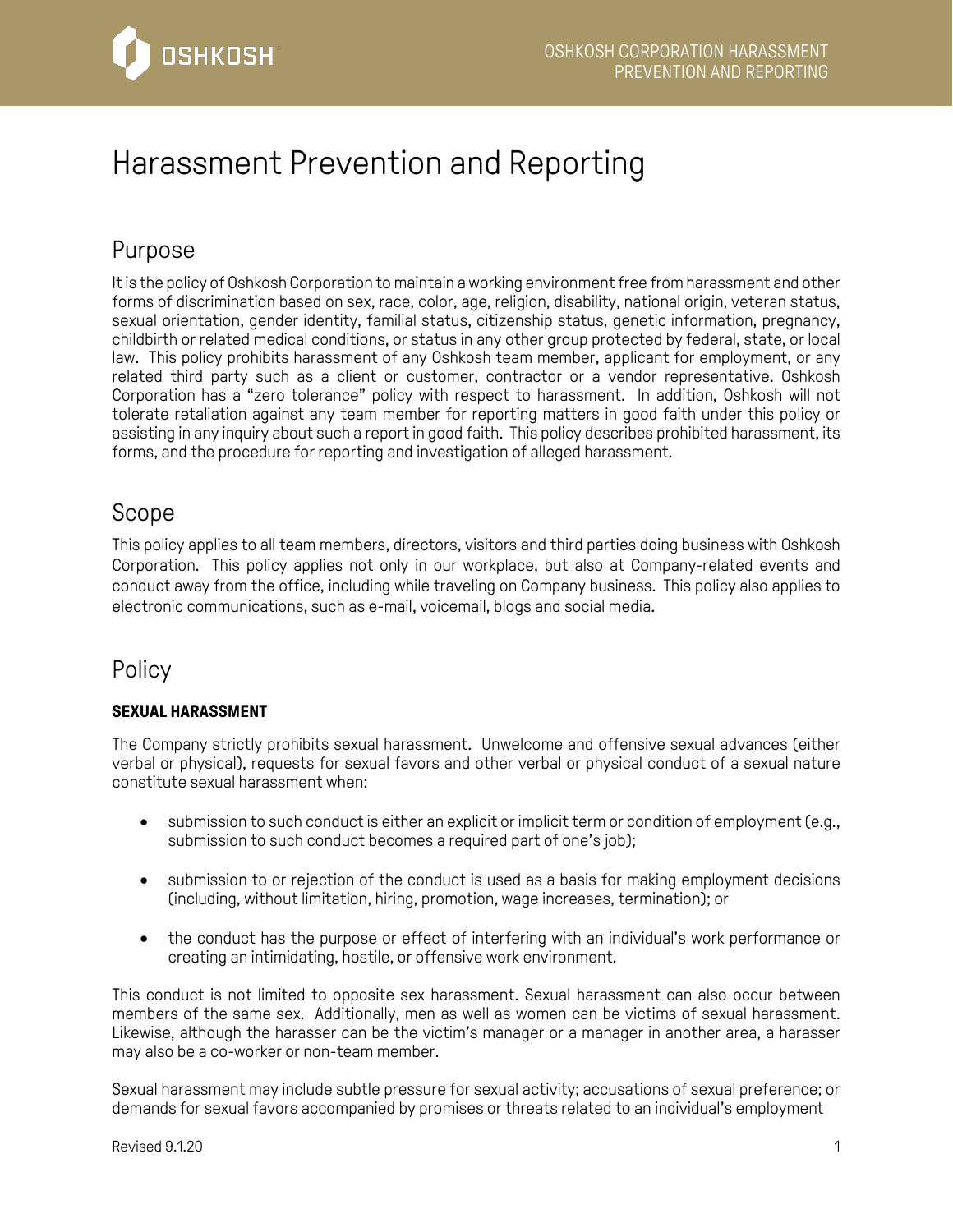# Harassment Prevention and Reporting

## Purpose

It is the policy of Oshkosh Corporation to maintain a working environment free from harassment and other forms of discrimination based on sex, race, color, age, religion, disability, national origin, veteran status, sexual orientation, gender identity, familial status, citizenship status, genetic information, pregnancy, childbirth or related medical conditions, or status in any other group protected by federal, state, or local law. This policy prohibits harassment of any Oshkosh team member, applicant for employment, or any related third party such as a client or customer, contractor or a vendor representative. Oshkosh Corporation has a "zero tolerance" policy with respect to harassment. In addition, Oshkosh will not tolerate retaliation against any team member for reporting matters in good faith under this policy or assisting in any inquiry about such a report in good faith. This policy describes prohibited harassment, its forms, and the procedure for reporting and investigation of alleged harassment.

## Scope

This policy applies to all team members, directors, visitors and third parties doing business with Oshkosh Corporation. This policy applies not only in our workplace, but also at Company-related events and conduct away from the office, including while traveling on Company business. This policy also applies to electronic communications, such as e-mail, voicemail, blogs and social media.

## Policy

### SEXUAL HARASSMENT

The Company strictly prohibits sexual harassment. Unwelcome and offensive sexual advances (either verbal or physical), requests for sexual favors and other verbal or physical conduct of a sexual nature constitute sexual harassment when:

- submission to such conduct is either an explicit or implicit term or condition of employment (e.g., submission to such conduct becomes a required part of one's job);
- submission to or rejection of the conduct is used as a basis for making employment decisions (including, without limitation, hiring, promotion, wage increases, termination); or
- the conduct has the purpose or effect of interfering with an individual's work performance or creating an intimidating, hostile, or offensive work environment.

This conduct is not limited to opposite sex harassment. Sexual harassment can also occur between members of the same sex. Additionally, men as well as women can be victims of sexual harassment. Likewise, although the harasser can be the victim's manager or a manager in another area, a harasser may also be a co-worker or non-team member.

Sexual harassment may include subtle pressure for sexual activity; accusations of sexual preference; or demands for sexual favors accompanied by promises or threats related to an individual's employment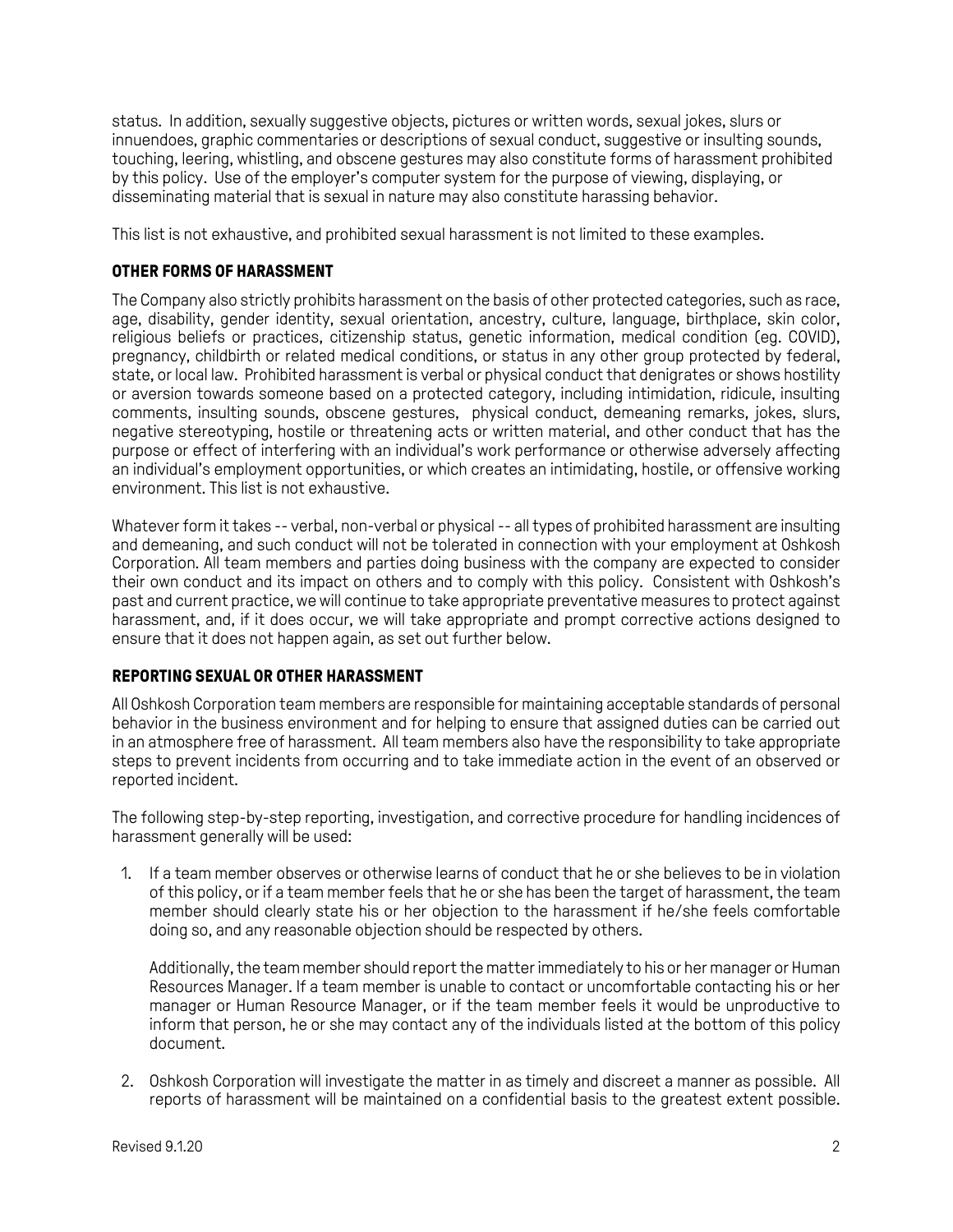status. In addition, sexually suggestive objects, pictures or written words, sexual jokes, slurs or innuendoes, graphic commentaries or descriptions of sexual conduct, suggestive or insulting sounds, touching, leering, whistling, and obscene gestures may also constitute forms of harassment prohibited by this policy. Use of the employer's computer system for the purpose of viewing, displaying, or disseminating material that is sexual in nature may also constitute harassing behavior.

This list is not exhaustive, and prohibited sexual harassment is not limited to these examples.

### OTHER FORMS OF HARASSMENT

The Company also strictly prohibits harassment on the basis of other protected categories, such as race, age, disability, gender identity, sexual orientation, ancestry, culture, language, birthplace, skin color, religious beliefs or practices, citizenship status, genetic information, medical condition (eg. COVID), pregnancy, childbirth or related medical conditions, or status in any other group protected by federal, state, or local law. Prohibited harassment is verbal or physical conduct that denigrates or shows hostility or aversion towards someone based on a protected category, including intimidation, ridicule, insulting comments, insulting sounds, obscene gestures, physical conduct, demeaning remarks, jokes, slurs, negative stereotyping, hostile or threatening acts or written material, and other conduct that has the purpose or effect of interfering with an individual's work performance or otherwise adversely affecting an individual's employment opportunities, or which creates an intimidating, hostile, or offensive working environment. This list is not exhaustive.

Whatever form it takes -- verbal, non-verbal or physical -- all types of prohibited harassment are insulting and demeaning, and such conduct will not be tolerated in connection with your employment at Oshkosh Corporation. All team members and parties doing business with the company are expected to consider their own conduct and its impact on others and to comply with this policy. Consistent with Oshkosh's past and current practice, we will continue to take appropriate preventative measures to protect against harassment, and, if it does occur, we will take appropriate and prompt corrective actions designed to ensure that it does not happen again, as set out further below.

### REPORTING SEXUAL OR OTHER HARASSMENT

All Oshkosh Corporation team members are responsible for maintaining acceptable standards of personal behavior in the business environment and for helping to ensure that assigned duties can be carried out in an atmosphere free of harassment. All team members also have the responsibility to take appropriate steps to prevent incidents from occurring and to take immediate action in the event of an observed or reported incident.

The following step-by-step reporting, investigation, and corrective procedure for handling incidences of harassment generally will be used:

1. If a team member observes or otherwise learns of conduct that he or she believes to be in violation of this policy, or if a team member feels that he or she has been the target of harassment, the team member should clearly state his or her objection to the harassment if he/she feels comfortable doing so, and any reasonable objection should be respected by others.

   Additionally, the team member should report the matter immediately to his or her manager or Human Resources Manager. If a team member is unable to contact or uncomfortable contacting his or her manager or Human Resource Manager, or if the team member feels it would be unproductive to inform that person, he or she may contact any of the individuals listed at the bottom of this policy document.

2. Oshkosh Corporation will investigate the matter in as timely and discreet a manner as possible. All reports of harassment will be maintained on a confidential basis to the greatest extent possible.

Revised 9.1.20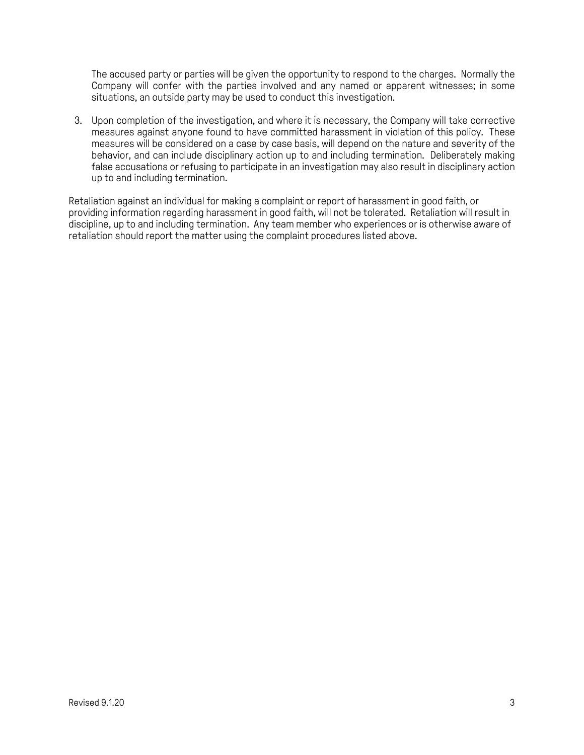The accused party or parties will be given the opportunity to respond to the charges. Normally the Company will confer with the parties involved and any named or apparent witnesses; in some situations, an outside party may be used to conduct this investigation.

3. Upon completion of the investigation, and where it is necessary, the Company will take corrective measures against anyone found to have committed harassment in violation of this policy. These measures will be considered on a case by case basis, will depend on the nature and severity of the behavior, and can include disciplinary action up to and including termination. Deliberately making false accusations or refusing to participate in an investigation may also result in disciplinary action up to and including termination.

Retaliation against an individual for making a complaint or report of harassment in good faith, or providing information regarding harassment in good faith, will not be tolerated. Retaliation will result in discipline, up to and including termination. Any team member who experiences or is otherwise aware of retaliation should report the matter using the complaint procedures listed above.